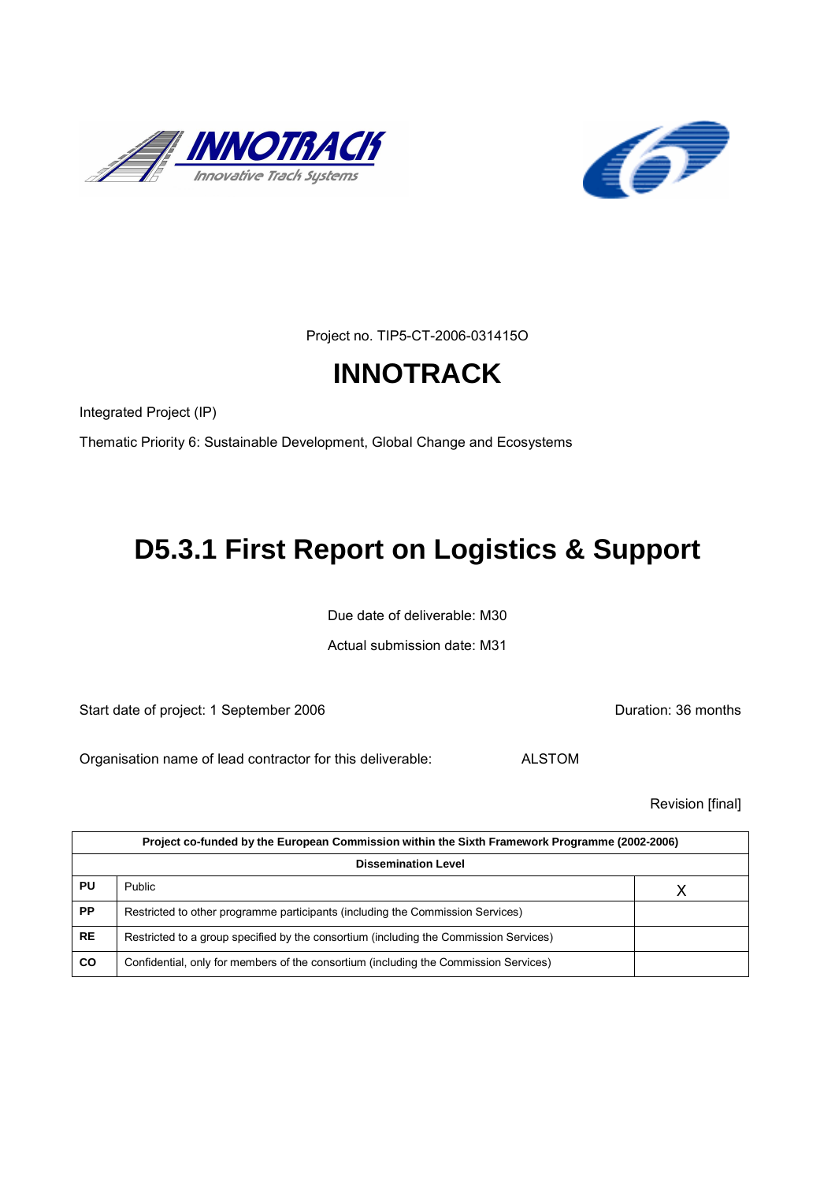Project no. TIP5-CT-2006-031415O

# INNOTRACK

Integrated Project (IP)

Thematic Priority 6: Sustainable Development, Global Change and Ecosystems

# D5.3.1 First Report on Logistics & Support

Due date of deliverable: M30

Actual submission date: M31

Start date of project: 1 September 2006 Duration: 36 months

Organisation name of lead contractor for this deliverable: ALSTOM

Revision [final]

| Project co-funded by the European Commission within the Sixth Framework Programme (2002-2006) | | |
|---|---|---|
| **Dissemination Level** | | |
| **PU** | Public | X |
| **PP** | Restricted to other programme participants (including the Commission Services) | |
| **RE** | Restricted to a group specified by the consortium (including the Commission Services) | |
| **CO** | Confidential, only for members of the consortium (including the Commission Services) | |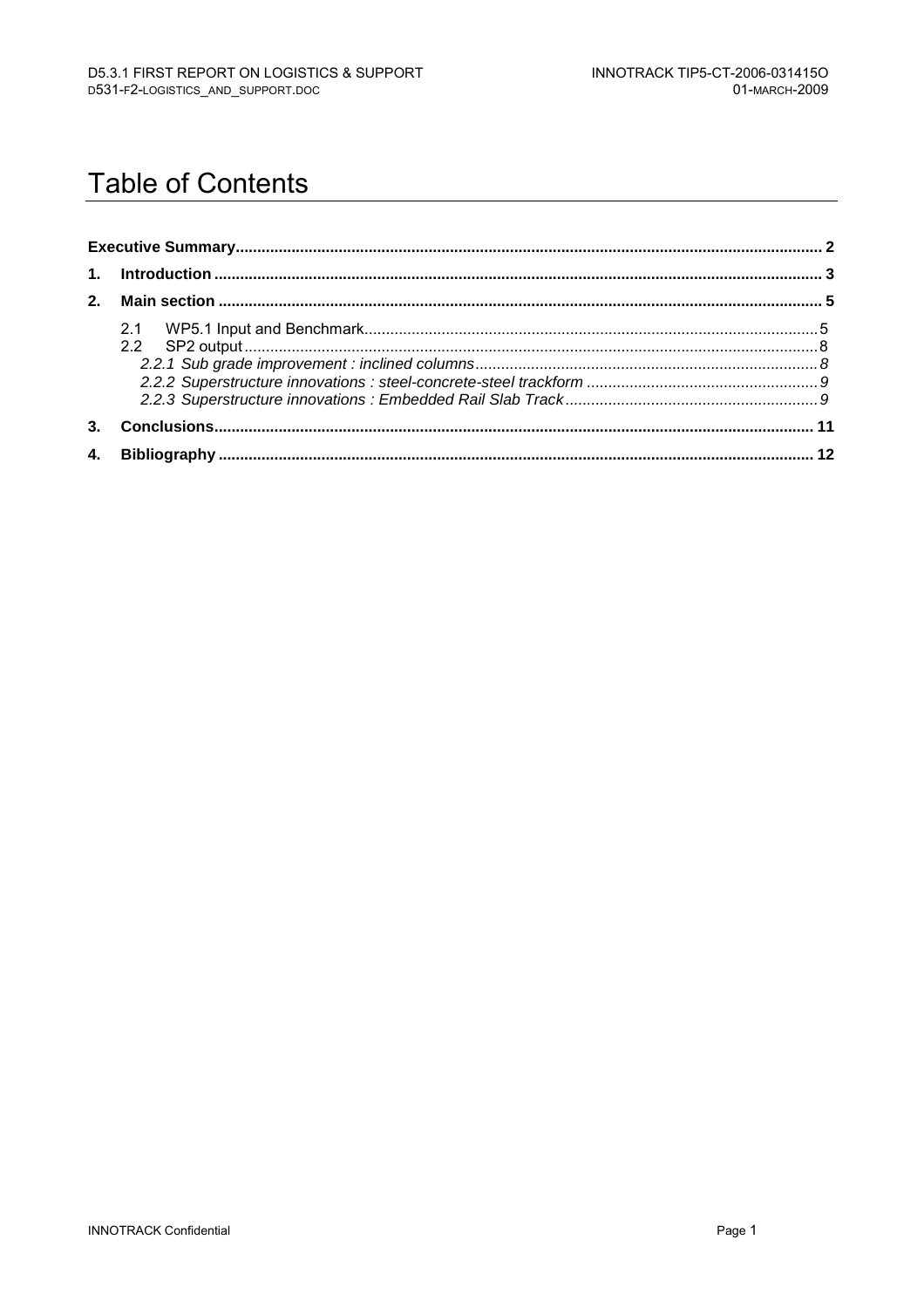# Table of Contents

| | | |
|---|---|---|
| **Executive Summary** | | **2** |
| **1.** | **Introduction** | **3** |
| **2.** | **Main section** | **5** |
| | 2.1 WP5.1 Input and Benchmark | 5 |
| | 2.2 SP2 output | 8 |
| | *2.2.1 Sub grade improvement : inclined columns* | *8* |
| | *2.2.2 Superstructure innovations : steel-concrete-steel trackform* | *9* |
| | *2.2.3 Superstructure innovations : Embedded Rail Slab Track* | *9* |
| **3.** | **Conclusions** | **11** |
| **4.** | **Bibliography** | **12** |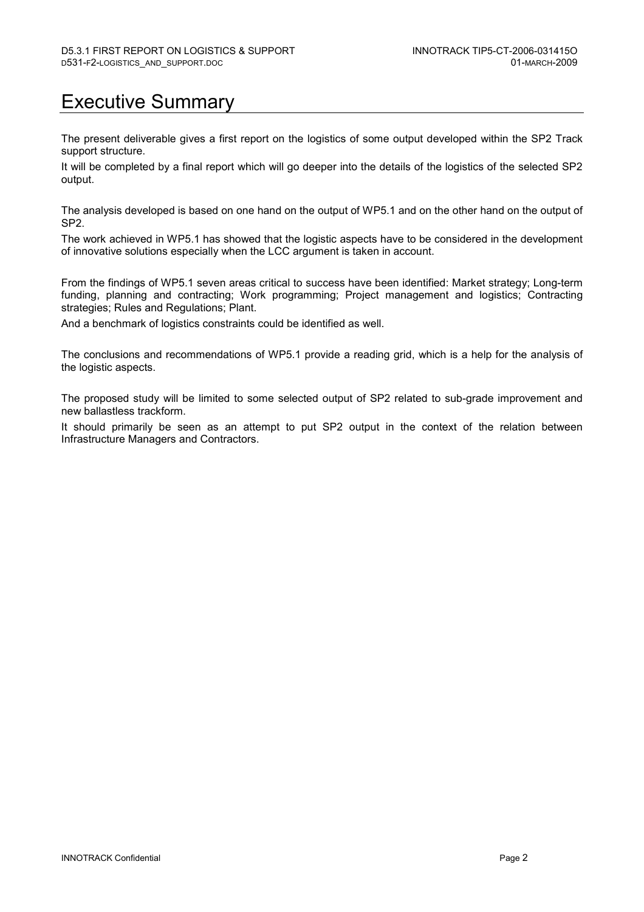# Executive Summary

The present deliverable gives a first report on the logistics of some output developed within the SP2 Track support structure.

It will be completed by a final report which will go deeper into the details of the logistics of the selected SP2 output.

The analysis developed is based on one hand on the output of WP5.1 and on the other hand on the output of SP2.

The work achieved in WP5.1 has showed that the logistic aspects have to be considered in the development of innovative solutions especially when the LCC argument is taken in account.

From the findings of WP5.1 seven areas critical to success have been identified: Market strategy; Long-term funding, planning and contracting; Work programming; Project management and logistics; Contracting strategies; Rules and Regulations; Plant.

And a benchmark of logistics constraints could be identified as well.

The conclusions and recommendations of WP5.1 provide a reading grid, which is a help for the analysis of the logistic aspects.

The proposed study will be limited to some selected output of SP2 related to sub-grade improvement and new ballastless trackform.

It should primarily be seen as an attempt to put SP2 output in the context of the relation between Infrastructure Managers and Contractors.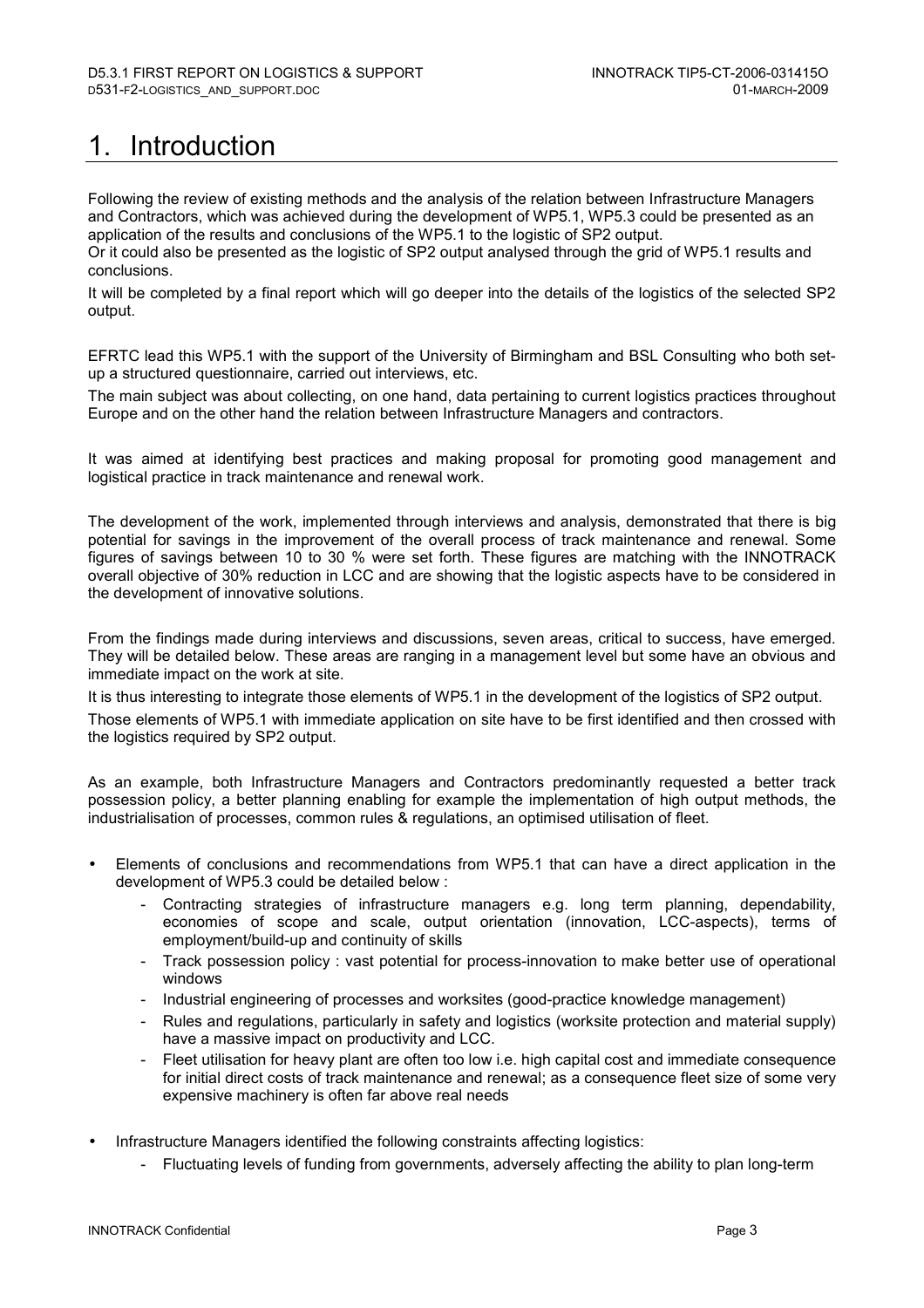# 1. Introduction

Following the review of existing methods and the analysis of the relation between Infrastructure Managers and Contractors, which was achieved during the development of WP5.1, WP5.3 could be presented as an application of the results and conclusions of the WP5.1 to the logistic of SP2 output.

Or it could also be presented as the logistic of SP2 output analysed through the grid of WP5.1 results and conclusions.

It will be completed by a final report which will go deeper into the details of the logistics of the selected SP2 output.

EFRTC lead this WP5.1 with the support of the University of Birmingham and BSL Consulting who both set-up a structured questionnaire, carried out interviews, etc.

The main subject was about collecting, on one hand, data pertaining to current logistics practices throughout Europe and on the other hand the relation between Infrastructure Managers and contractors.

It was aimed at identifying best practices and making proposal for promoting good management and logistical practice in track maintenance and renewal work.

The development of the work, implemented through interviews and analysis, demonstrated that there is big potential for savings in the improvement of the overall process of track maintenance and renewal. Some figures of savings between 10 to 30 % were set forth. These figures are matching with the INNOTRACK overall objective of 30% reduction in LCC and are showing that the logistic aspects have to be considered in the development of innovative solutions.

From the findings made during interviews and discussions, seven areas, critical to success, have emerged. They will be detailed below. These areas are ranging in a management level but some have an obvious and immediate impact on the work at site.

It is thus interesting to integrate those elements of WP5.1 in the development of the logistics of SP2 output.

Those elements of WP5.1 with immediate application on site have to be first identified and then crossed with the logistics required by SP2 output.

As an example, both Infrastructure Managers and Contractors predominantly requested a better track possession policy, a better planning enabling for example the implementation of high output methods, the industrialisation of processes, common rules & regulations, an optimised utilisation of fleet.

- Elements of conclusions and recommendations from WP5.1 that can have a direct application in the development of WP5.3 could be detailed below :
  - Contracting strategies of infrastructure managers e.g. long term planning, dependability, economies of scope and scale, output orientation (innovation, LCC-aspects), terms of employment/build-up and continuity of skills
  - Track possession policy : vast potential for process-innovation to make better use of operational windows
  - Industrial engineering of processes and worksites (good-practice knowledge management)
  - Rules and regulations, particularly in safety and logistics (worksite protection and material supply) have a massive impact on productivity and LCC.
  - Fleet utilisation for heavy plant are often too low i.e. high capital cost and immediate consequence for initial direct costs of track maintenance and renewal; as a consequence fleet size of some very expensive machinery is often far above real needs
- Infrastructure Managers identified the following constraints affecting logistics:
  - Fluctuating levels of funding from governments, adversely affecting the ability to plan long-term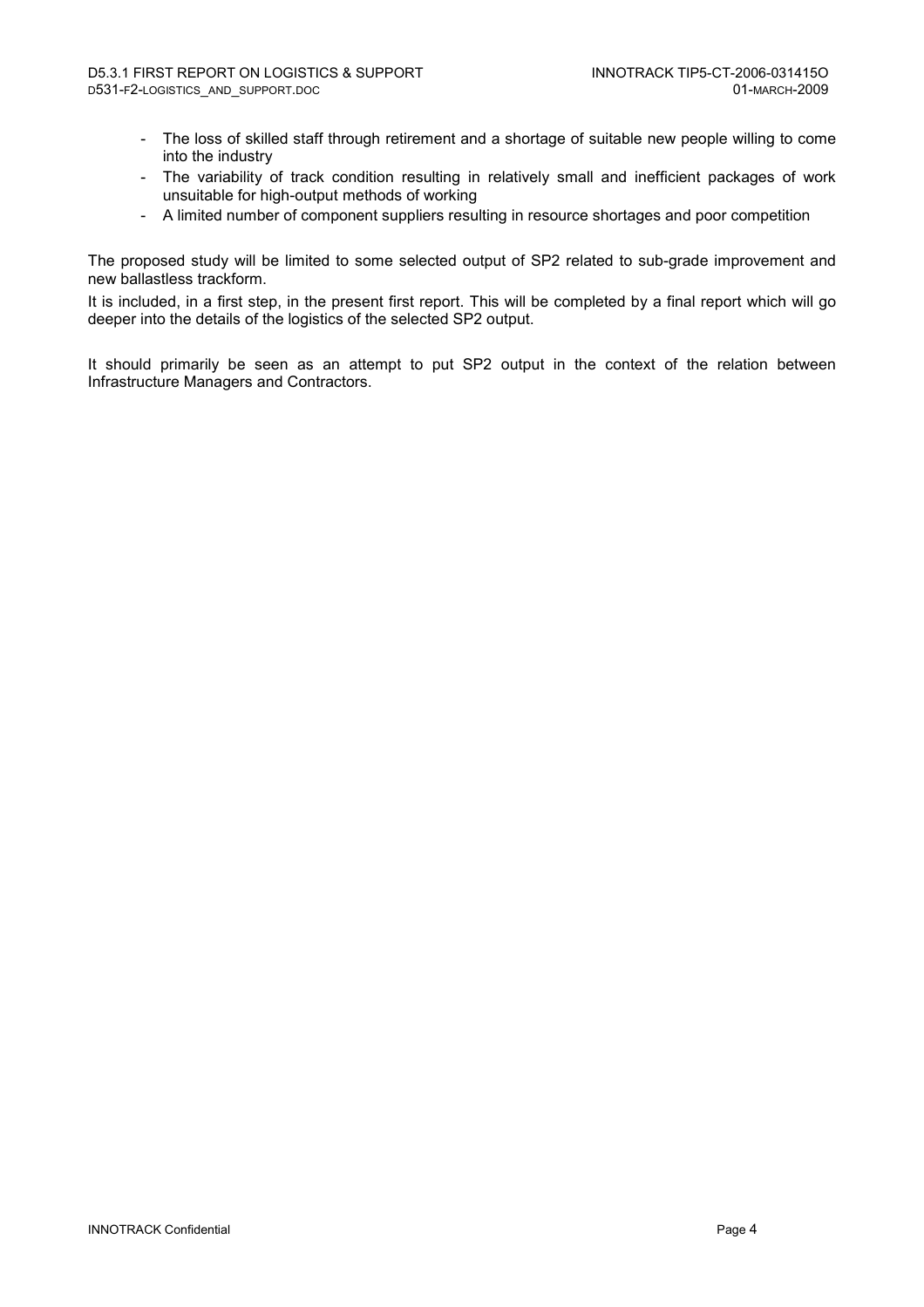- The loss of skilled staff through retirement and a shortage of suitable new people willing to come into the industry
- The variability of track condition resulting in relatively small and inefficient packages of work unsuitable for high-output methods of working
- A limited number of component suppliers resulting in resource shortages and poor competition

The proposed study will be limited to some selected output of SP2 related to sub-grade improvement and new ballastless trackform.

It is included, in a first step, in the present first report. This will be completed by a final report which will go deeper into the details of the logistics of the selected SP2 output.

It should primarily be seen as an attempt to put SP2 output in the context of the relation between Infrastructure Managers and Contractors.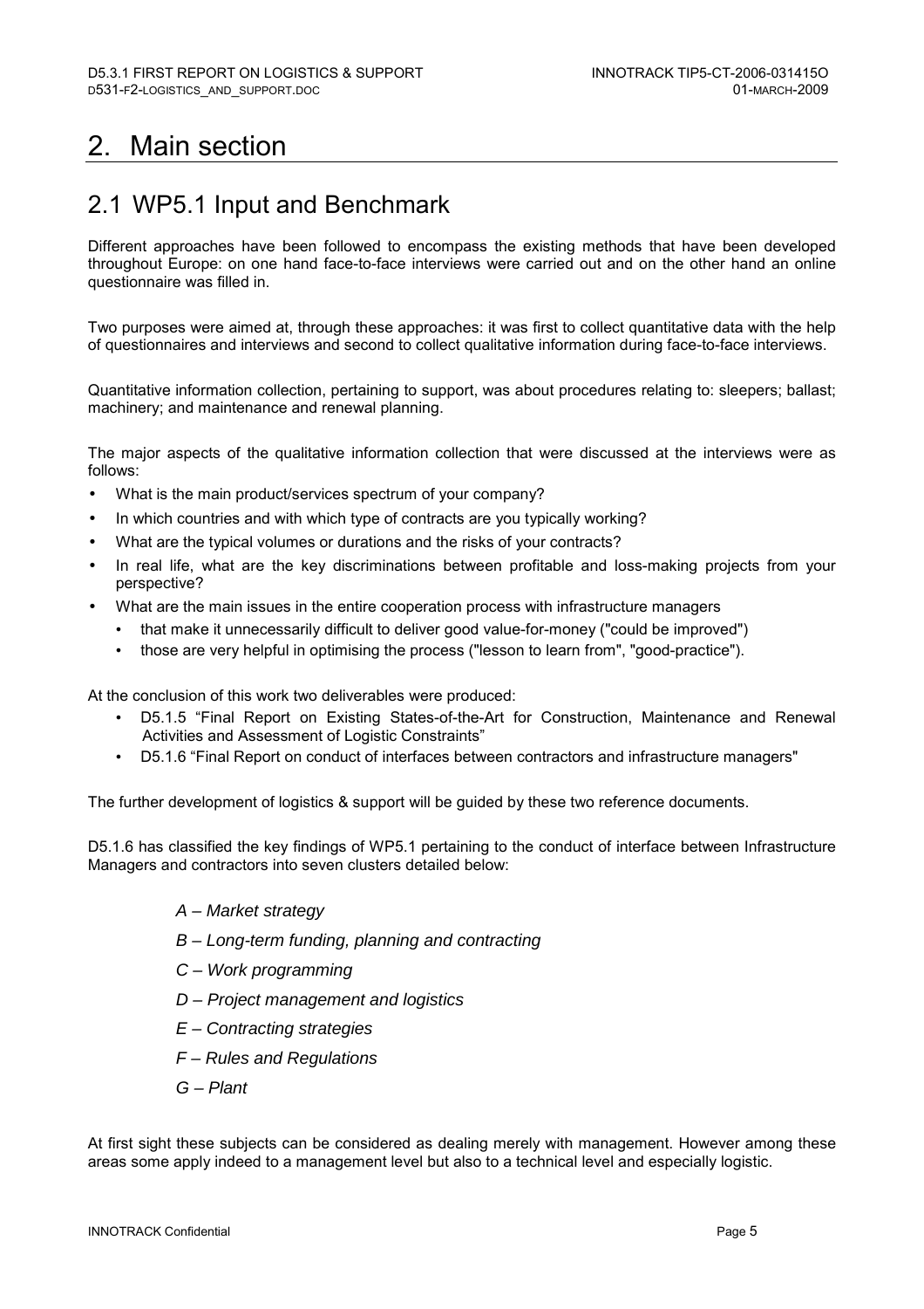# 2. Main section

## 2.1 WP5.1 Input and Benchmark

Different approaches have been followed to encompass the existing methods that have been developed throughout Europe: on one hand face-to-face interviews were carried out and on the other hand an online questionnaire was filled in.

Two purposes were aimed at, through these approaches: it was first to collect quantitative data with the help of questionnaires and interviews and second to collect qualitative information during face-to-face interviews.

Quantitative information collection, pertaining to support, was about procedures relating to: sleepers; ballast; machinery; and maintenance and renewal planning.

The major aspects of the qualitative information collection that were discussed at the interviews were as follows:

- What is the main product/services spectrum of your company?
- In which countries and with which type of contracts are you typically working?
- What are the typical volumes or durations and the risks of your contracts?
- In real life, what are the key discriminations between profitable and loss-making projects from your perspective?
- What are the main issues in the entire cooperation process with infrastructure managers
  - that make it unnecessarily difficult to deliver good value-for-money ("could be improved")
  - those are very helpful in optimising the process ("lesson to learn from", "good-practice").

At the conclusion of this work two deliverables were produced:

- D5.1.5 "Final Report on Existing States-of-the-Art for Construction, Maintenance and Renewal Activities and Assessment of Logistic Constraints"
- D5.1.6 "Final Report on conduct of interfaces between contractors and infrastructure managers"

The further development of logistics & support will be guided by these two reference documents.

D5.1.6 has classified the key findings of WP5.1 pertaining to the conduct of interface between Infrastructure Managers and contractors into seven clusters detailed below:

*A – Market strategy*

*B – Long-term funding, planning and contracting*

*C – Work programming*

*D – Project management and logistics*

*E – Contracting strategies*

*F – Rules and Regulations*

*G – Plant*

At first sight these subjects can be considered as dealing merely with management. However among these areas some apply indeed to a management level but also to a technical level and especially logistic.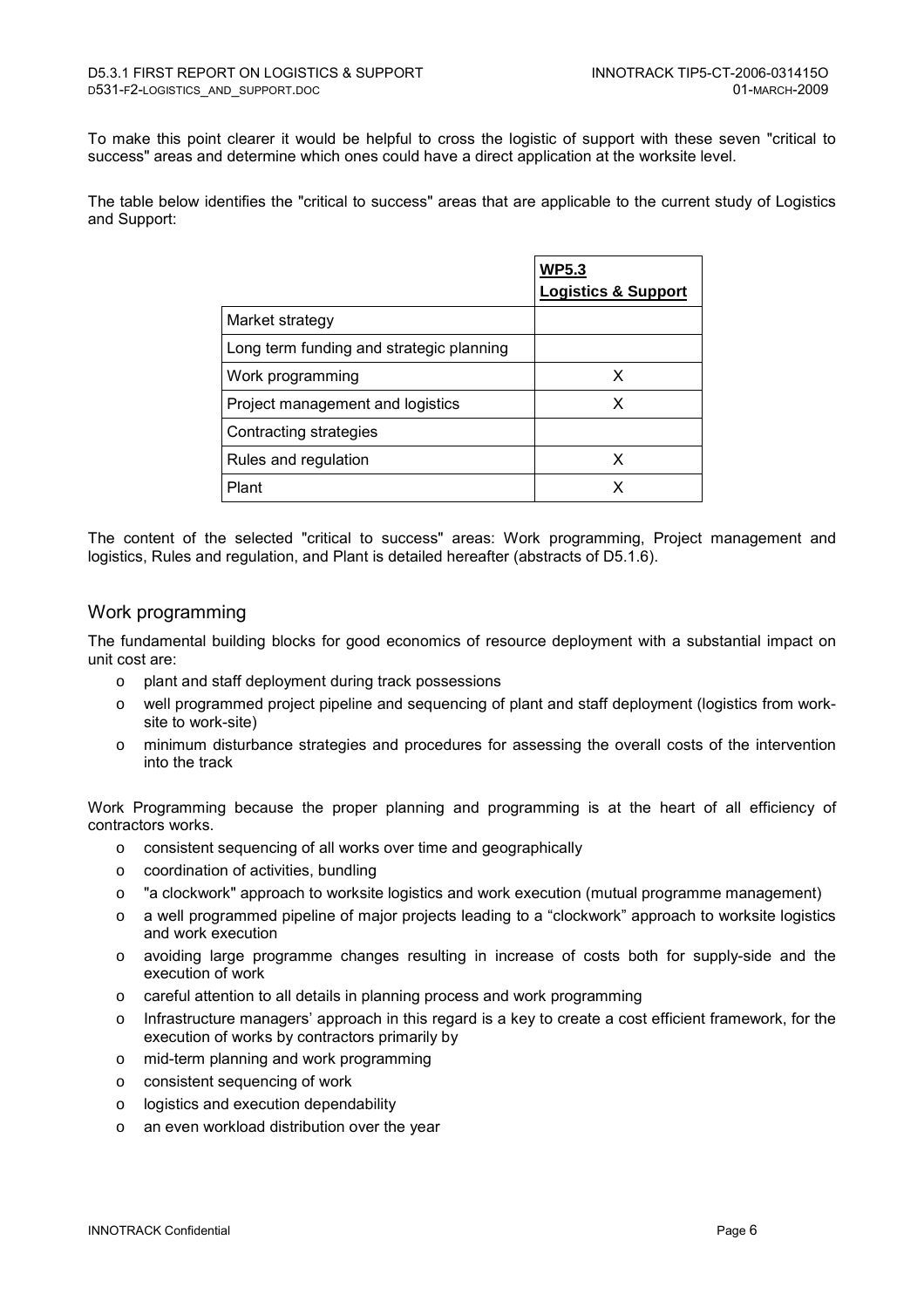To make this point clearer it would be helpful to cross the logistic of support with these seven "critical to success" areas and determine which ones could have a direct application at the worksite level.

The table below identifies the "critical to success" areas that are applicable to the current study of Logistics and Support:

| | **WP5.3 Logistics & Support** |
|---|---|
| Market strategy | |
| Long term funding and strategic planning | |
| Work programming | X |
| Project management and logistics | X |
| Contracting strategies | |
| Rules and regulation | X |
| Plant | X |

The content of the selected "critical to success" areas: Work programming, Project management and logistics, Rules and regulation, and Plant is detailed hereafter (abstracts of D5.1.6).

## Work programming

The fundamental building blocks for good economics of resource deployment with a substantial impact on unit cost are:

- plant and staff deployment during track possessions
- well programmed project pipeline and sequencing of plant and staff deployment (logistics from work-site to work-site)
- minimum disturbance strategies and procedures for assessing the overall costs of the intervention into the track

Work Programming because the proper planning and programming is at the heart of all efficiency of contractors works.

- consistent sequencing of all works over time and geographically
- coordination of activities, bundling
- "a clockwork" approach to worksite logistics and work execution (mutual programme management)
- a well programmed pipeline of major projects leading to a "clockwork" approach to worksite logistics and work execution
- avoiding large programme changes resulting in increase of costs both for supply-side and the execution of work
- careful attention to all details in planning process and work programming
- Infrastructure managers' approach in this regard is a key to create a cost efficient framework, for the execution of works by contractors primarily by
- mid-term planning and work programming
- consistent sequencing of work
- logistics and execution dependability
- an even workload distribution over the year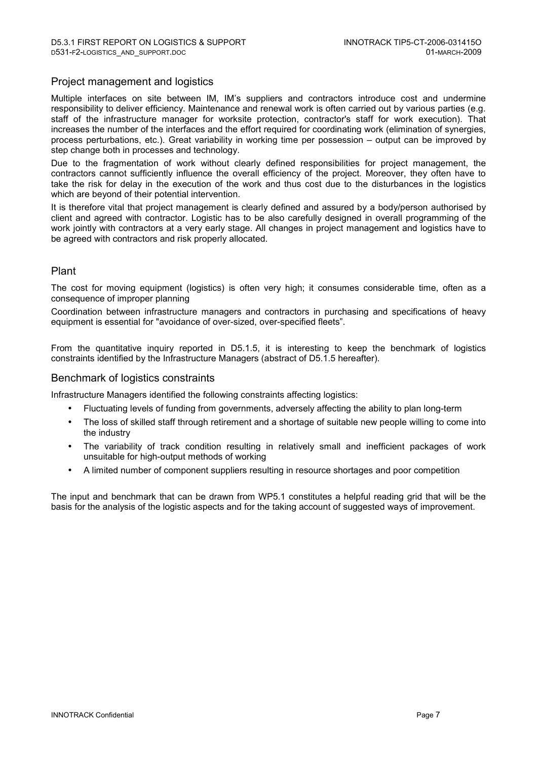## Project management and logistics

Multiple interfaces on site between IM, IM's suppliers and contractors introduce cost and undermine responsibility to deliver efficiency. Maintenance and renewal work is often carried out by various parties (e.g. staff of the infrastructure manager for worksite protection, contractor's staff for work execution). That increases the number of the interfaces and the effort required for coordinating work (elimination of synergies, process perturbations, etc.). Great variability in working time per possession – output can be improved by step change both in processes and technology.

Due to the fragmentation of work without clearly defined responsibilities for project management, the contractors cannot sufficiently influence the overall efficiency of the project. Moreover, they often have to take the risk for delay in the execution of the work and thus cost due to the disturbances in the logistics which are beyond of their potential intervention.

It is therefore vital that project management is clearly defined and assured by a body/person authorised by client and agreed with contractor. Logistic has to be also carefully designed in overall programming of the work jointly with contractors at a very early stage. All changes in project management and logistics have to be agreed with contractors and risk properly allocated.

## Plant

The cost for moving equipment (logistics) is often very high; it consumes considerable time, often as a consequence of improper planning

Coordination between infrastructure managers and contractors in purchasing and specifications of heavy equipment is essential for "avoidance of over-sized, over-specified fleets".

From the quantitative inquiry reported in D5.1.5, it is interesting to keep the benchmark of logistics constraints identified by the Infrastructure Managers (abstract of D5.1.5 hereafter).

## Benchmark of logistics constraints

Infrastructure Managers identified the following constraints affecting logistics:

- Fluctuating levels of funding from governments, adversely affecting the ability to plan long-term
- The loss of skilled staff through retirement and a shortage of suitable new people willing to come into the industry
- The variability of track condition resulting in relatively small and inefficient packages of work unsuitable for high-output methods of working
- A limited number of component suppliers resulting in resource shortages and poor competition

The input and benchmark that can be drawn from WP5.1 constitutes a helpful reading grid that will be the basis for the analysis of the logistic aspects and for the taking account of suggested ways of improvement.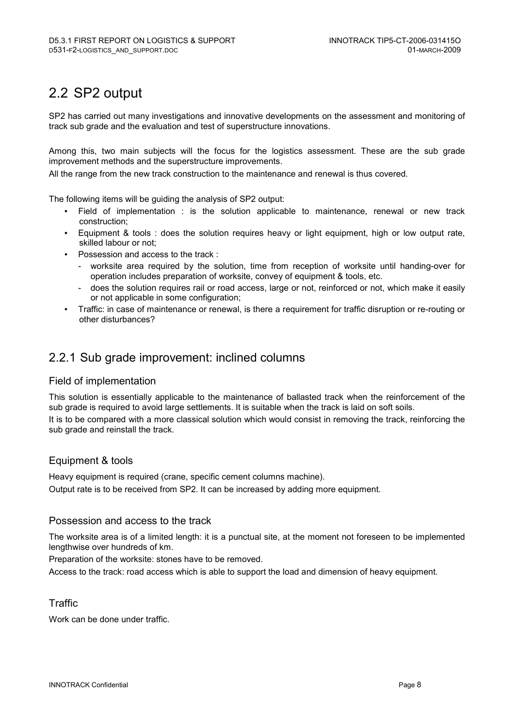## 2.2 SP2 output

SP2 has carried out many investigations and innovative developments on the assessment and monitoring of track sub grade and the evaluation and test of superstructure innovations.

Among this, two main subjects will the focus for the logistics assessment. These are the sub grade improvement methods and the superstructure improvements.

All the range from the new track construction to the maintenance and renewal is thus covered.

The following items will be guiding the analysis of SP2 output:

- Field of implementation : is the solution applicable to maintenance, renewal or new track construction;
- Equipment & tools : does the solution requires heavy or light equipment, high or low output rate, skilled labour or not;
- Possession and access to the track :
  - worksite area required by the solution, time from reception of worksite until handing-over for operation includes preparation of worksite, convey of equipment & tools, etc.
  - does the solution requires rail or road access, large or not, reinforced or not, which make it easily or not applicable in some configuration;
- Traffic: in case of maintenance or renewal, is there a requirement for traffic disruption or re-routing or other disturbances?

### 2.2.1 Sub grade improvement: inclined columns

#### Field of implementation

This solution is essentially applicable to the maintenance of ballasted track when the reinforcement of the sub grade is required to avoid large settlements. It is suitable when the track is laid on soft soils.

It is to be compared with a more classical solution which would consist in removing the track, reinforcing the sub grade and reinstall the track.

#### Equipment & tools

Heavy equipment is required (crane, specific cement columns machine).

Output rate is to be received from SP2. It can be increased by adding more equipment.

#### Possession and access to the track

The worksite area is of a limited length: it is a punctual site, at the moment not foreseen to be implemented lengthwise over hundreds of km.

Preparation of the worksite: stones have to be removed.

Access to the track: road access which is able to support the load and dimension of heavy equipment.

#### Traffic

Work can be done under traffic.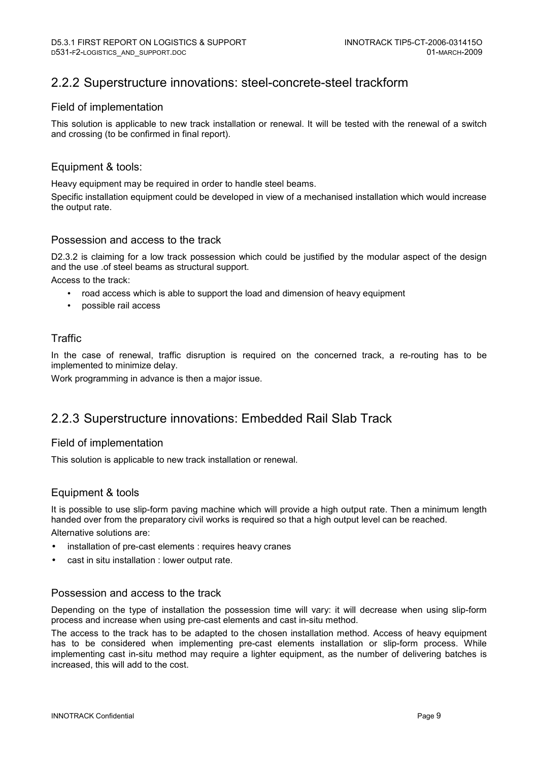## 2.2.2 Superstructure innovations: steel-concrete-steel trackform

### Field of implementation

This solution is applicable to new track installation or renewal. It will be tested with the renewal of a switch and crossing (to be confirmed in final report).

### Equipment & tools:

Heavy equipment may be required in order to handle steel beams.

Specific installation equipment could be developed in view of a mechanised installation which would increase the output rate.

### Possession and access to the track

D2.3.2 is claiming for a low track possession which could be justified by the modular aspect of the design and the use .of steel beams as structural support.

Access to the track:

- road access which is able to support the load and dimension of heavy equipment
- possible rail access

### Traffic

In the case of renewal, traffic disruption is required on the concerned track, a re-routing has to be implemented to minimize delay.

Work programming in advance is then a major issue.

## 2.2.3 Superstructure innovations: Embedded Rail Slab Track

### Field of implementation

This solution is applicable to new track installation or renewal.

### Equipment & tools

It is possible to use slip-form paving machine which will provide a high output rate. Then a minimum length handed over from the preparatory civil works is required so that a high output level can be reached.

Alternative solutions are:

- installation of pre-cast elements : requires heavy cranes
- cast in situ installation : lower output rate.

### Possession and access to the track

Depending on the type of installation the possession time will vary: it will decrease when using slip-form process and increase when using pre-cast elements and cast in-situ method.

The access to the track has to be adapted to the chosen installation method. Access of heavy equipment has to be considered when implementing pre-cast elements installation or slip-form process. While implementing cast in-situ method may require a lighter equipment, as the number of delivering batches is increased, this will add to the cost.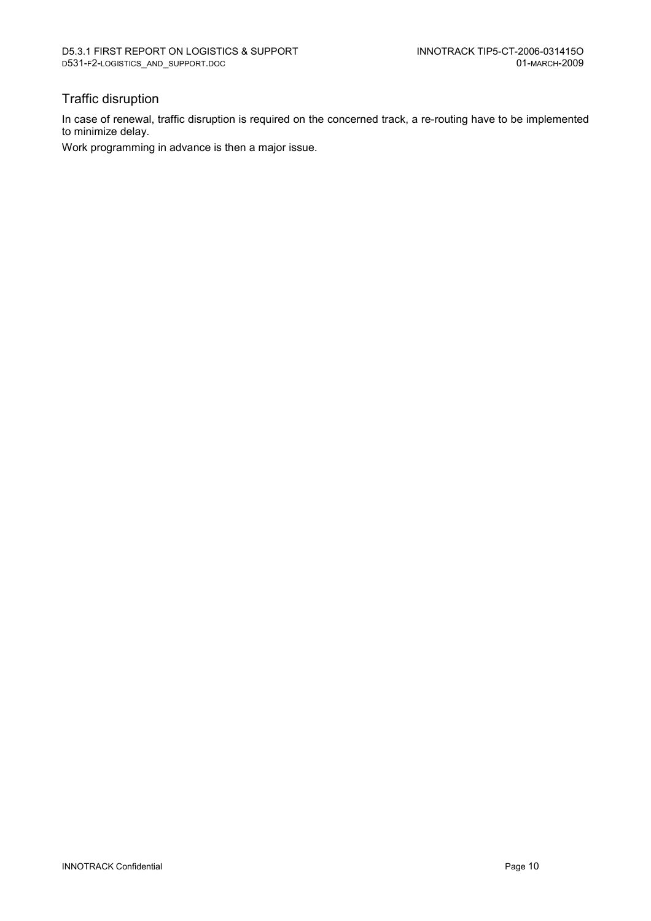## Traffic disruption

In case of renewal, traffic disruption is required on the concerned track, a re-routing have to be implemented to minimize delay.

Work programming in advance is then a major issue.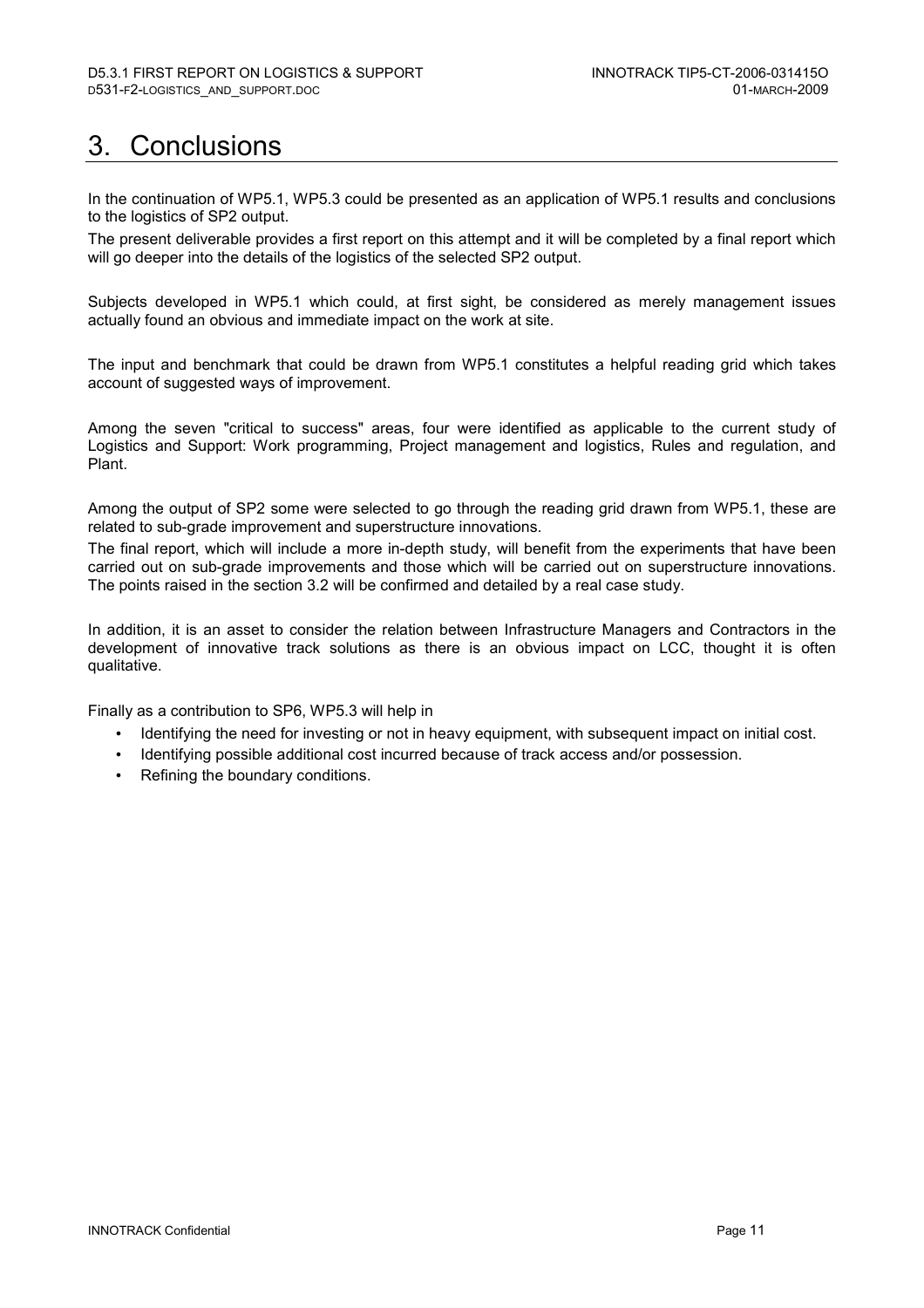# 3. Conclusions

In the continuation of WP5.1, WP5.3 could be presented as an application of WP5.1 results and conclusions to the logistics of SP2 output.

The present deliverable provides a first report on this attempt and it will be completed by a final report which will go deeper into the details of the logistics of the selected SP2 output.

Subjects developed in WP5.1 which could, at first sight, be considered as merely management issues actually found an obvious and immediate impact on the work at site.

The input and benchmark that could be drawn from WP5.1 constitutes a helpful reading grid which takes account of suggested ways of improvement.

Among the seven "critical to success" areas, four were identified as applicable to the current study of Logistics and Support: Work programming, Project management and logistics, Rules and regulation, and Plant.

Among the output of SP2 some were selected to go through the reading grid drawn from WP5.1, these are related to sub-grade improvement and superstructure innovations.

The final report, which will include a more in-depth study, will benefit from the experiments that have been carried out on sub-grade improvements and those which will be carried out on superstructure innovations. The points raised in the section 3.2 will be confirmed and detailed by a real case study.

In addition, it is an asset to consider the relation between Infrastructure Managers and Contractors in the development of innovative track solutions as there is an obvious impact on LCC, thought it is often qualitative.

Finally as a contribution to SP6, WP5.3 will help in

- Identifying the need for investing or not in heavy equipment, with subsequent impact on initial cost.
- Identifying possible additional cost incurred because of track access and/or possession.
- Refining the boundary conditions.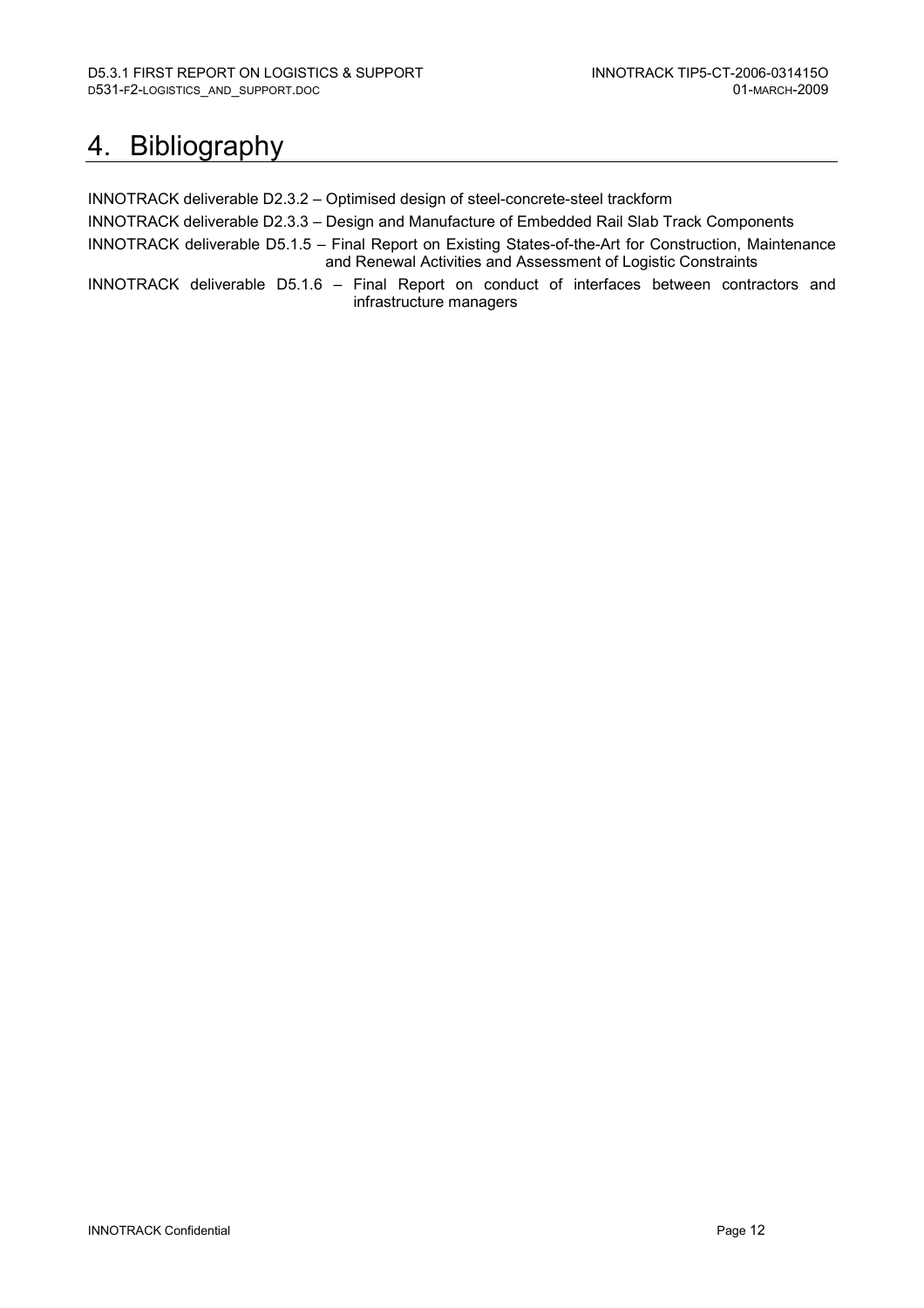# 4. Bibliography

INNOTRACK deliverable D2.3.2 – Optimised design of steel-concrete-steel trackform

INNOTRACK deliverable D2.3.3 – Design and Manufacture of Embedded Rail Slab Track Components

INNOTRACK deliverable D5.1.5 – Final Report on Existing States-of-the-Art for Construction, Maintenance and Renewal Activities and Assessment of Logistic Constraints

INNOTRACK deliverable D5.1.6 – Final Report on conduct of interfaces between contractors and infrastructure managers